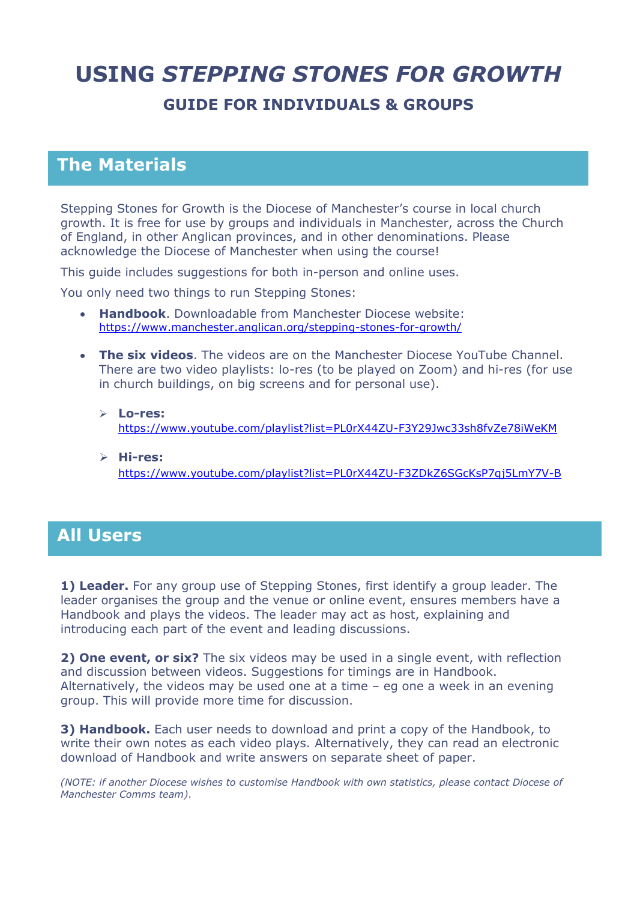# USING *STEPPING STONES FOR GROWTH*

### GUIDE FOR INDIVIDUALS & GROUPS

## The Materials

Stepping Stones for Growth is the Diocese of Manchester's course in local church growth. It is free for use by groups and individuals in Manchester, across the Church of England, in other Anglican provinces, and in other denominations. Please acknowledge the Diocese of Manchester when using the course!

This guide includes suggestions for both in-person and online uses.

You only need two things to run Stepping Stones:

- **Handbook**. Downloadable from Manchester Diocese website: https://www.manchester.anglican.org/stepping-stones-for-growth/
- **The six videos**. The videos are on the Manchester Diocese YouTube Channel. There are two video playlists: lo-res (to be played on Zoom) and hi-res (for use in church buildings, on big screens and for personal use).
  - **Lo-res:** https://www.youtube.com/playlist?list=PL0rX44ZU-F3Y29Jwc33sh8fvZe78iWeKM
  - **Hi-res:** https://www.youtube.com/playlist?list=PL0rX44ZU-F3ZDkZ6SGcKsP7qj5LmY7V-B

## All Users

**1) Leader.** For any group use of Stepping Stones, first identify a group leader. The leader organises the group and the venue or online event, ensures members have a Handbook and plays the videos. The leader may act as host, explaining and introducing each part of the event and leading discussions.

**2) One event, or six?** The six videos may be used in a single event, with reflection and discussion between videos. Suggestions for timings are in Handbook. Alternatively, the videos may be used one at a time – eg one a week in an evening group. This will provide more time for discussion.

**3) Handbook.** Each user needs to download and print a copy of the Handbook, to write their own notes as each video plays. Alternatively, they can read an electronic download of Handbook and write answers on separate sheet of paper.

*(NOTE: if another Diocese wishes to customise Handbook with own statistics, please contact Diocese of Manchester Comms team).*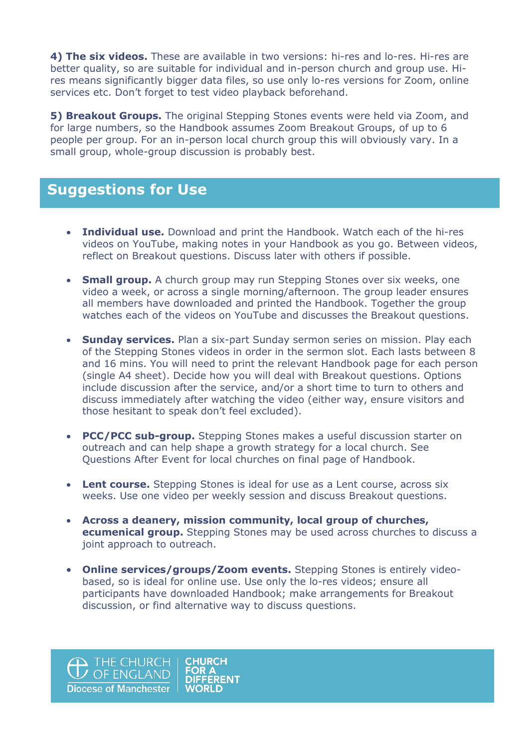**4) The six videos.** These are available in two versions: hi-res and lo-res. Hi-res are better quality, so are suitable for individual and in-person church and group use. Hi-res means significantly bigger data files, so use only lo-res versions for Zoom, online services etc. Don't forget to test video playback beforehand.

**5) Breakout Groups.** The original Stepping Stones events were held via Zoom, and for large numbers, so the Handbook assumes Zoom Breakout Groups, of up to 6 people per group. For an in-person local church group this will obviously vary. In a small group, whole-group discussion is probably best.

## Suggestions for Use

- **Individual use.** Download and print the Handbook. Watch each of the hi-res videos on YouTube, making notes in your Handbook as you go. Between videos, reflect on Breakout questions. Discuss later with others if possible.
- **Small group.** A church group may run Stepping Stones over six weeks, one video a week, or across a single morning/afternoon. The group leader ensures all members have downloaded and printed the Handbook. Together the group watches each of the videos on YouTube and discusses the Breakout questions.
- **Sunday services.** Plan a six-part Sunday sermon series on mission. Play each of the Stepping Stones videos in order in the sermon slot. Each lasts between 8 and 16 mins. You will need to print the relevant Handbook page for each person (single A4 sheet). Decide how you will deal with Breakout questions. Options include discussion after the service, and/or a short time to turn to others and discuss immediately after watching the video (either way, ensure visitors and those hesitant to speak don't feel excluded).
- **PCC/PCC sub-group.** Stepping Stones makes a useful discussion starter on outreach and can help shape a growth strategy for a local church. See Questions After Event for local churches on final page of Handbook.
- **Lent course.** Stepping Stones is ideal for use as a Lent course, across six weeks. Use one video per weekly session and discuss Breakout questions.
- **Across a deanery, mission community, local group of churches, ecumenical group.** Stepping Stones may be used across churches to discuss a joint approach to outreach.
- **Online services/groups/Zoom events.** Stepping Stones is entirely video-based, so is ideal for online use. Use only the lo-res videos; ensure all participants have downloaded Handbook; make arrangements for Breakout discussion, or find alternative way to discuss questions.

THE CHURCH OF ENGLAND
Diocese of Manchester
CHURCH FOR A DIFFERENT WORLD